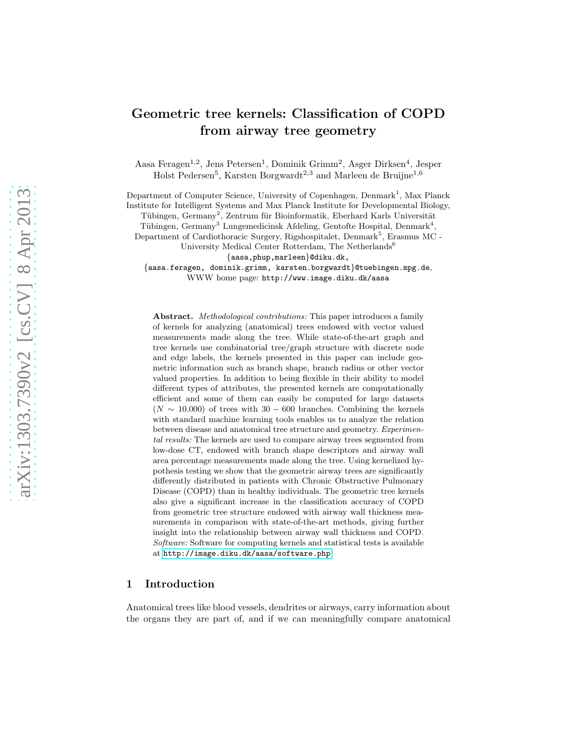# Geometric tree kernels: Classification of COPD from airway tree geometry

Aasa Feragen[1,2], Jens Petersen[1], Dominik Grimm[2], Asger Dirksen[4], Jesper Holst Pedersen[5], Karsten Borgwardt[2,3] and Marleen de Bruijne[1,6]

Department of Computer Science, University of Copenhagen, Denmark[1], Max Planck Institute for Intelligent Systems and Max Planck Institute for Developmental Biology, Tübingen, Germany[2], Zentrum für Bioinformatik, Eberhard Karls Universität Tübingen, Germany[3] Lungemedicinsk Afdeling, Gentofte Hospital, Denmark[4], Department of Cardiothoracic Surgery, Rigshospitalet, Denmark[5], Erasmus MC - University Medical Center Rotterdam, The Netherlands[6]

{aasa,phup,marleen}@diku.dk,
{aasa.feragen, dominik.grimm, karsten.borgwardt}@tuebingen.mpg.de,
WWW home page: http://www.image.diku.dk/aasa

**Abstract.** *Methodological contributions:* This paper introduces a family of kernels for analyzing (anatomical) trees endowed with vector valued measurements made along the tree. While state-of-the-art graph and tree kernels use combinatorial tree/graph structure with discrete node and edge labels, the kernels presented in this paper can include geometric information such as branch shape, branch radius or other vector valued properties. In addition to being flexible in their ability to model different types of attributes, the presented kernels are computationally efficient and some of them can easily be computed for large datasets ($N \sim 10.000$) of trees with $30-600$ branches. Combining the kernels with standard machine learning tools enables us to analyze the relation between disease and anatomical tree structure and geometry. *Experimental results:* The kernels are used to compare airway trees segmented from low-dose CT, endowed with branch shape descriptors and airway wall area percentage measurements made along the tree. Using kernelized hypothesis testing we show that the geometric airway trees are significantly differently distributed in patients with Chronic Obstructive Pulmonary Disease (COPD) than in healthy individuals. The geometric tree kernels also give a significant increase in the classification accuracy of COPD from geometric tree structure endowed with airway wall thickness measurements in comparison with state-of-the-art methods, giving further insight into the relationship between airway wall thickness and COPD. *Software:* Software for computing kernels and statistical tests is available at http://image.diku.dk/aasa/software.php.

## 1 Introduction

Anatomical trees like blood vessels, dendrites or airways, carry information about the organs they are part of, and if we can meaningfully compare anatomical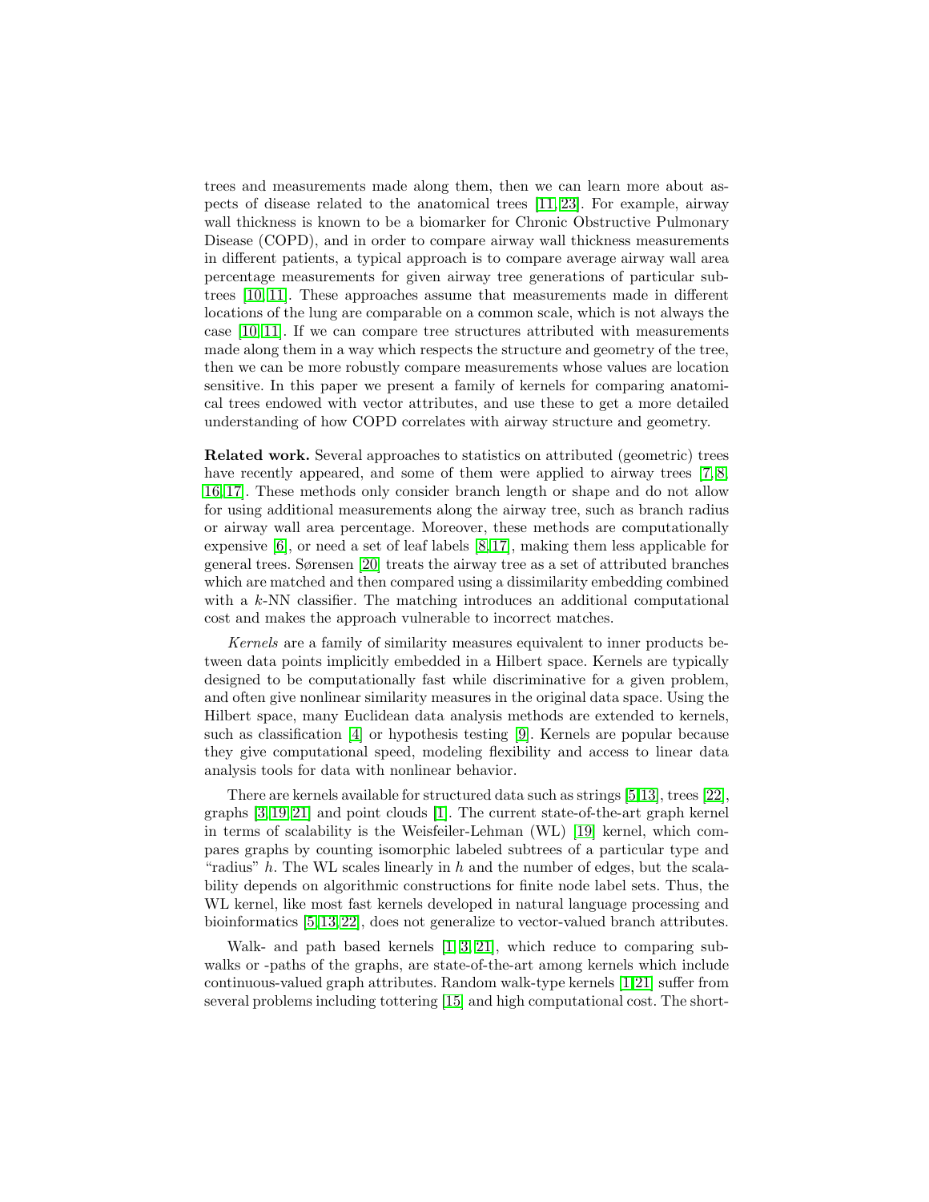trees and measurements made along them, then we can learn more about aspects of disease related to the anatomical trees [11,23]. For example, airway wall thickness is known to be a biomarker for Chronic Obstructive Pulmonary Disease (COPD), and in order to compare airway wall thickness measurements in different patients, a typical approach is to compare average airway wall area percentage measurements for given airway tree generations of particular subtrees [10,11]. These approaches assume that measurements made in different locations of the lung are comparable on a common scale, which is not always the case [10,11]. If we can compare tree structures attributed with measurements made along them in a way which respects the structure and geometry of the tree, then we can be more robustly compare measurements whose values are location sensitive. In this paper we present a family of kernels for comparing anatomical trees endowed with vector attributes, and use these to get a more detailed understanding of how COPD correlates with airway structure and geometry.

**Related work.** Several approaches to statistics on attributed (geometric) trees have recently appeared, and some of them were applied to airway trees [7,8,16,17]. These methods only consider branch length or shape and do not allow for using additional measurements along the airway tree, such as branch radius or airway wall area percentage. Moreover, these methods are computationally expensive [6], or need a set of leaf labels [8,17], making them less applicable for general trees. Sørensen [20] treats the airway tree as a set of attributed branches which are matched and then compared using a dissimilarity embedding combined with a $k$-NN classifier. The matching introduces an additional computational cost and makes the approach vulnerable to incorrect matches.

*Kernels* are a family of similarity measures equivalent to inner products between data points implicitly embedded in a Hilbert space. Kernels are typically designed to be computationally fast while discriminative for a given problem, and often give nonlinear similarity measures in the original data space. Using the Hilbert space, many Euclidean data analysis methods are extended to kernels, such as classification [4] or hypothesis testing [9]. Kernels are popular because they give computational speed, modeling flexibility and access to linear data analysis tools for data with nonlinear behavior.

There are kernels available for structured data such as strings [5,13], trees [22], graphs [3,19,21] and point clouds [1]. The current state-of-the-art graph kernel in terms of scalability is the Weisfeiler-Lehman (WL) [19] kernel, which compares graphs by counting isomorphic labeled subtrees of a particular type and "radius" $h$. The WL scales linearly in $h$ and the number of edges, but the scalability depends on algorithmic constructions for finite node label sets. Thus, the WL kernel, like most fast kernels developed in natural language processing and bioinformatics [5,13,22], does not generalize to vector-valued branch attributes.

Walk- and path based kernels [1,3,21], which reduce to comparing subwalks or -paths of the graphs, are state-of-the-art among kernels which include continuous-valued graph attributes. Random walk-type kernels [1,21] suffer from several problems including tottering [15] and high computational cost. The short-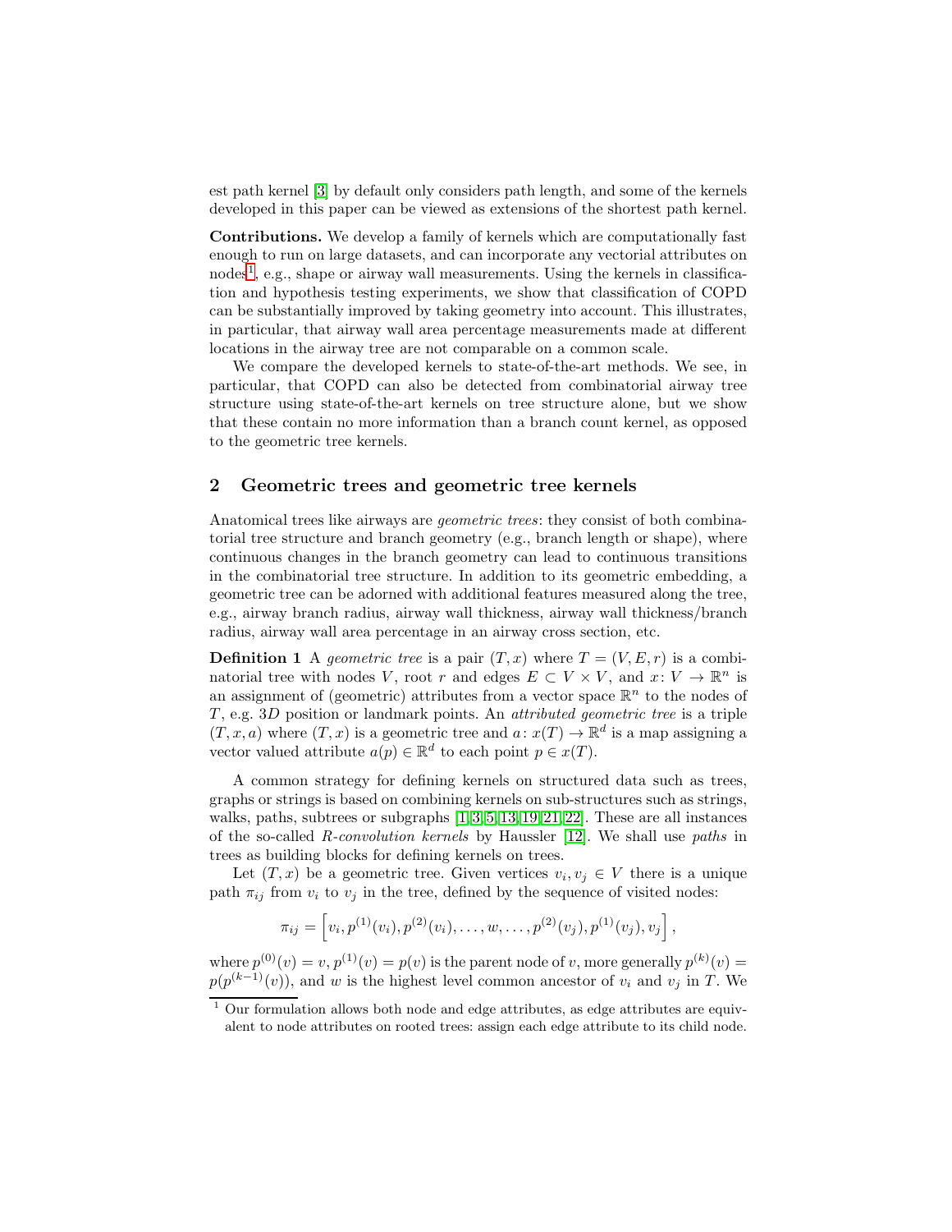est path kernel [3] by default only considers path length, and some of the kernels developed in this paper can be viewed as extensions of the shortest path kernel.

**Contributions.** We develop a family of kernels which are computationally fast enough to run on large datasets, and can incorporate any vectorial attributes on nodes[1], e.g., shape or airway wall measurements. Using the kernels in classification and hypothesis testing experiments, we show that classification of COPD can be substantially improved by taking geometry into account. This illustrates, in particular, that airway wall area percentage measurements made at different locations in the airway tree are not comparable on a common scale.

We compare the developed kernels to state-of-the-art methods. We see, in particular, that COPD can also be detected from combinatorial airway tree structure using state-of-the-art kernels on tree structure alone, but we show that these contain no more information than a branch count kernel, as opposed to the geometric tree kernels.

## 2 Geometric trees and geometric tree kernels

Anatomical trees like airways are *geometric trees*: they consist of both combinatorial tree structure and branch geometry (e.g., branch length or shape), where continuous changes in the branch geometry can lead to continuous transitions in the combinatorial tree structure. In addition to its geometric embedding, a geometric tree can be adorned with additional features measured along the tree, e.g., airway branch radius, airway wall thickness, airway wall thickness/branch radius, airway wall area percentage in an airway cross section, etc.

**Definition 1** A *geometric tree* is a pair $(T, x)$ where $T = (V, E, r)$ is a combinatorial tree with nodes $V$, root $r$ and edges $E \subset V \times V$, and $x \colon V \to \mathbb{R}^n$ is an assignment of (geometric) attributes from a vector space $\mathbb{R}^n$ to the nodes of $T$, e.g. $3D$ position or landmark points. An *attributed geometric tree* is a triple $(T, x, a)$ where $(T, x)$ is a geometric tree and $a \colon x(T) \to \mathbb{R}^d$ is a map assigning a vector valued attribute $a(p) \in \mathbb{R}^d$ to each point $p \in x(T)$.

A common strategy for defining kernels on structured data such as trees, graphs or strings is based on combining kernels on sub-structures such as strings, walks, paths, subtrees or subgraphs [1,3,5,13,19,21,22]. These are all instances of the so-called *R-convolution kernels* by Haussler [12]. We shall use *paths* in trees as building blocks for defining kernels on trees.

Let $(T, x)$ be a geometric tree. Given vertices $v_i, v_j \in V$ there is a unique path $\pi_{ij}$ from $v_i$ to $v_j$ in the tree, defined by the sequence of visited nodes:

$$\pi_{ij} = \left[ v_i, p^{(1)}(v_i), p^{(2)}(v_i), \ldots, w, \ldots, p^{(2)}(v_j), p^{(1)}(v_j), v_j \right],$$

where $p^{(0)}(v) = v$, $p^{(1)}(v) = p(v)$ is the parent node of $v$, more generally $p^{(k)}(v) = p(p^{(k-1)}(v))$, and $w$ is the highest level common ancestor of $v_i$ and $v_j$ in $T$. We

[1] Our formulation allows both node and edge attributes, as edge attributes are equivalent to node attributes on rooted trees: assign each edge attribute to its child node.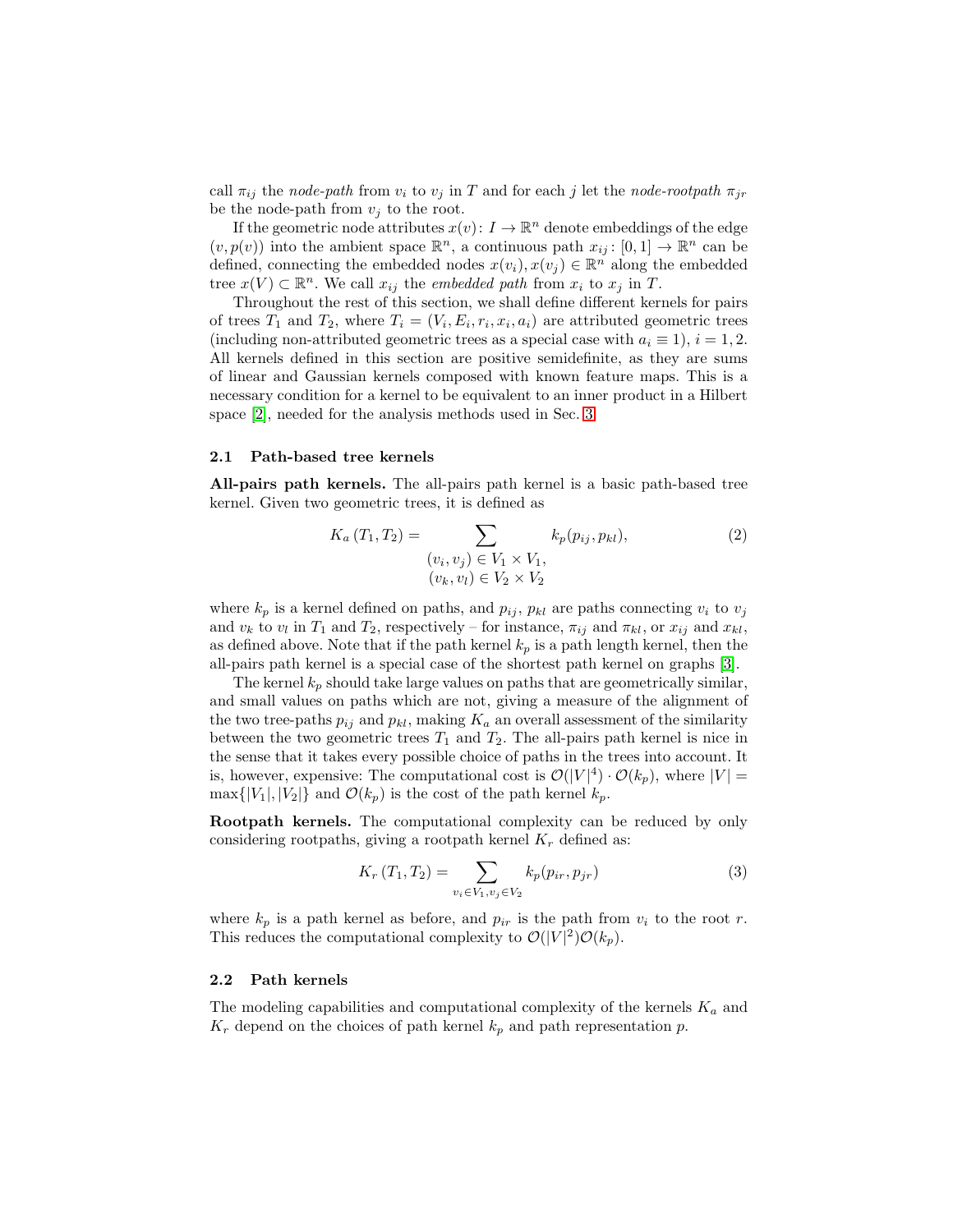call $\pi_{ij}$ the *node-path* from $v_i$ to $v_j$ in $T$ and for each $j$ let the *node-rootpath* $\pi_{jr}$ be the node-path from $v_j$ to the root.

If the geometric node attributes $x(v)\colon I \to \mathbb{R}^n$ denote embeddings of the edge $(v, p(v))$ into the ambient space $\mathbb{R}^n$, a continuous path $x_{ij}\colon [0,1] \to \mathbb{R}^n$ can be defined, connecting the embedded nodes $x(v_i), x(v_j) \in \mathbb{R}^n$ along the embedded tree $x(V) \subset \mathbb{R}^n$. We call $x_{ij}$ the *embedded path* from $x_i$ to $x_j$ in $T$.

Throughout the rest of this section, we shall define different kernels for pairs of trees $T_1$ and $T_2$, where $T_i = (V_i, E_i, r_i, x_i, a_i)$ are attributed geometric trees (including non-attributed geometric trees as a special case with $a_i \equiv 1$), $i = 1, 2$. All kernels defined in this section are positive semidefinite, as they are sums of linear and Gaussian kernels composed with known feature maps. This is a necessary condition for a kernel to be equivalent to an inner product in a Hilbert space [2], needed for the analysis methods used in Sec. 3.

### 2.1 Path-based tree kernels

**All-pairs path kernels.** The all-pairs path kernel is a basic path-based tree kernel. Given two geometric trees, it is defined as

$$K_a(T_1, T_2) = \sum_{\substack{(v_i, v_j) \in V_1 \times V_1, \\ (v_k, v_l) \in V_2 \times V_2}} k_p(p_{ij}, p_{kl}), \tag{2}$$

where $k_p$ is a kernel defined on paths, and $p_{ij}$, $p_{kl}$ are paths connecting $v_i$ to $v_j$ and $v_k$ to $v_l$ in $T_1$ and $T_2$, respectively – for instance, $\pi_{ij}$ and $\pi_{kl}$, or $x_{ij}$ and $x_{kl}$, as defined above. Note that if the path kernel $k_p$ is a path length kernel, then the all-pairs path kernel is a special case of the shortest path kernel on graphs [3].

The kernel $k_p$ should take large values on paths that are geometrically similar, and small values on paths which are not, giving a measure of the alignment of the two tree-paths $p_{ij}$ and $p_{kl}$, making $K_a$ an overall assessment of the similarity between the two geometric trees $T_1$ and $T_2$. The all-pairs path kernel is nice in the sense that it takes every possible choice of paths in the trees into account. It is, however, expensive: The computational cost is $\mathcal{O}(|V|^4) \cdot \mathcal{O}(k_p)$, where $|V| = \max\{|V_1|, |V_2|\}$ and $\mathcal{O}(k_p)$ is the cost of the path kernel $k_p$.

**Rootpath kernels.** The computational complexity can be reduced by only considering rootpaths, giving a rootpath kernel $K_r$ defined as:

$$K_r(T_1, T_2) = \sum_{v_i \in V_1, v_j \in V_2} k_p(p_{ir}, p_{jr}) \tag{3}$$

where $k_p$ is a path kernel as before, and $p_{ir}$ is the path from $v_i$ to the root $r$. This reduces the computational complexity to $\mathcal{O}(|V|^2)\mathcal{O}(k_p)$.

### 2.2 Path kernels

The modeling capabilities and computational complexity of the kernels $K_a$ and $K_r$ depend on the choices of path kernel $k_p$ and path representation $p$.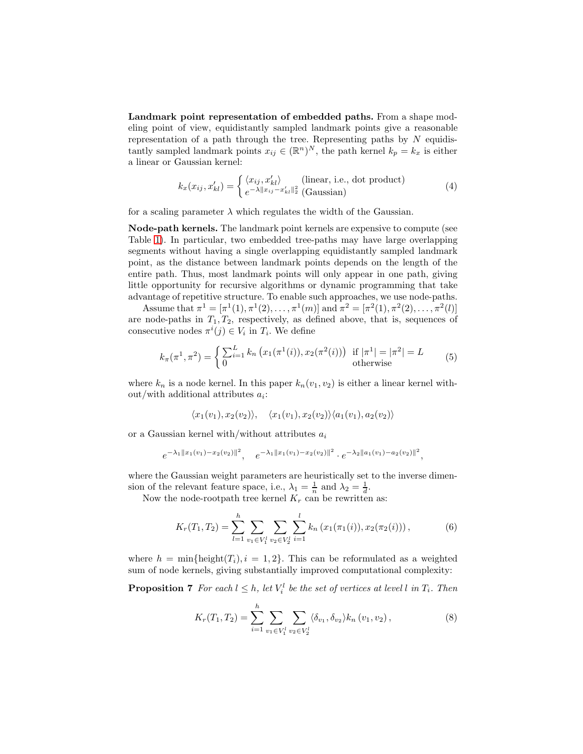**Landmark point representation of embedded paths.** From a shape modeling point of view, equidistantly sampled landmark points give a reasonable representation of a path through the tree. Representing paths by $N$ equidistantly sampled landmark points $x_{ij} \in (\mathbb{R}^n)^N$, the path kernel $k_p = k_x$ is either a linear or Gaussian kernel:

$$k_x(x_{ij}, x'_{kl}) = \begin{cases} \langle x_{ij}, x'_{kl} \rangle & \text{(linear, i.e., dot product)} \\ e^{-\lambda \|x_{ij} - x'_{kl}\|_2^2} & \text{(Gaussian)} \end{cases} \tag{4}$$

for a scaling parameter $\lambda$ which regulates the width of the Gaussian.

**Node-path kernels.** The landmark point kernels are expensive to compute (see Table 1). In particular, two embedded tree-paths may have large overlapping segments without having a single overlapping equidistantly sampled landmark point, as the distance between landmark points depends on the length of the entire path. Thus, most landmark points will only appear in one path, giving little opportunity for recursive algorithms or dynamic programming that take advantage of repetitive structure. To enable such approaches, we use node-paths.

Assume that $\pi^1 = [\pi^1(1), \pi^1(2), \ldots, \pi^1(m)]$ and $\pi^2 = [\pi^2(1), \pi^2(2), \ldots, \pi^2(l)]$ are node-paths in $T_1, T_2$, respectively, as defined above, that is, sequences of consecutive nodes $\pi^i(j) \in V_i$ in $T_i$. We define

$$k_\pi(\pi^1, \pi^2) = \begin{cases} \sum_{i=1}^{L} k_n \left( x_1(\pi^1(i)), x_2(\pi^2(i)) \right) & \text{if } |\pi^1| = |\pi^2| = L \\ 0 & \text{otherwise} \end{cases} \tag{5}$$

where $k_n$ is a node kernel. In this paper $k_n(v_1, v_2)$ is either a linear kernel without/with additional attributes $a_i$:

$$\langle x_1(v_1), x_2(v_2) \rangle, \quad \langle x_1(v_1), x_2(v_2) \rangle \langle a_1(v_1), a_2(v_2) \rangle$$

or a Gaussian kernel with/without attributes $a_i$

$$e^{-\lambda_1 \|x_1(v_1) - x_2(v_2)\|^2}, \quad e^{-\lambda_1 \|x_1(v_1) - x_2(v_2)\|^2} \cdot e^{-\lambda_2 \|a_1(v_1) - a_2(v_2)\|^2},$$

where the Gaussian weight parameters are heuristically set to the inverse dimension of the relevant feature space, i.e., $\lambda_1 = \frac{1}{n}$ and $\lambda_2 = \frac{1}{d}$.

Now the node-rootpath tree kernel $K_r$ can be rewritten as:

$$K_r(T_1, T_2) = \sum_{l=1}^{h} \sum_{v_1 \in V_1^l} \sum_{v_2 \in V_2^l} \sum_{i=1}^{l} k_n \left( x_1(\pi_1(i)), x_2(\pi_2(i)) \right), \tag{6}$$

where $h = \min\{\text{height}(T_i), i = 1, 2\}$. This can be reformulated as a weighted sum of node kernels, giving substantially improved computational complexity:

**Proposition 7** *For each $l \leq h$, let $V_i^l$ be the set of vertices at level $l$ in $T_i$. Then*

$$K_r(T_1, T_2) = \sum_{i=1}^{h} \sum_{v_1 \in V_1^l} \sum_{v_2 \in V_2^l} \langle \delta_{v_1}, \delta_{v_2} \rangle k_n \left( v_1, v_2 \right), \tag{8}$$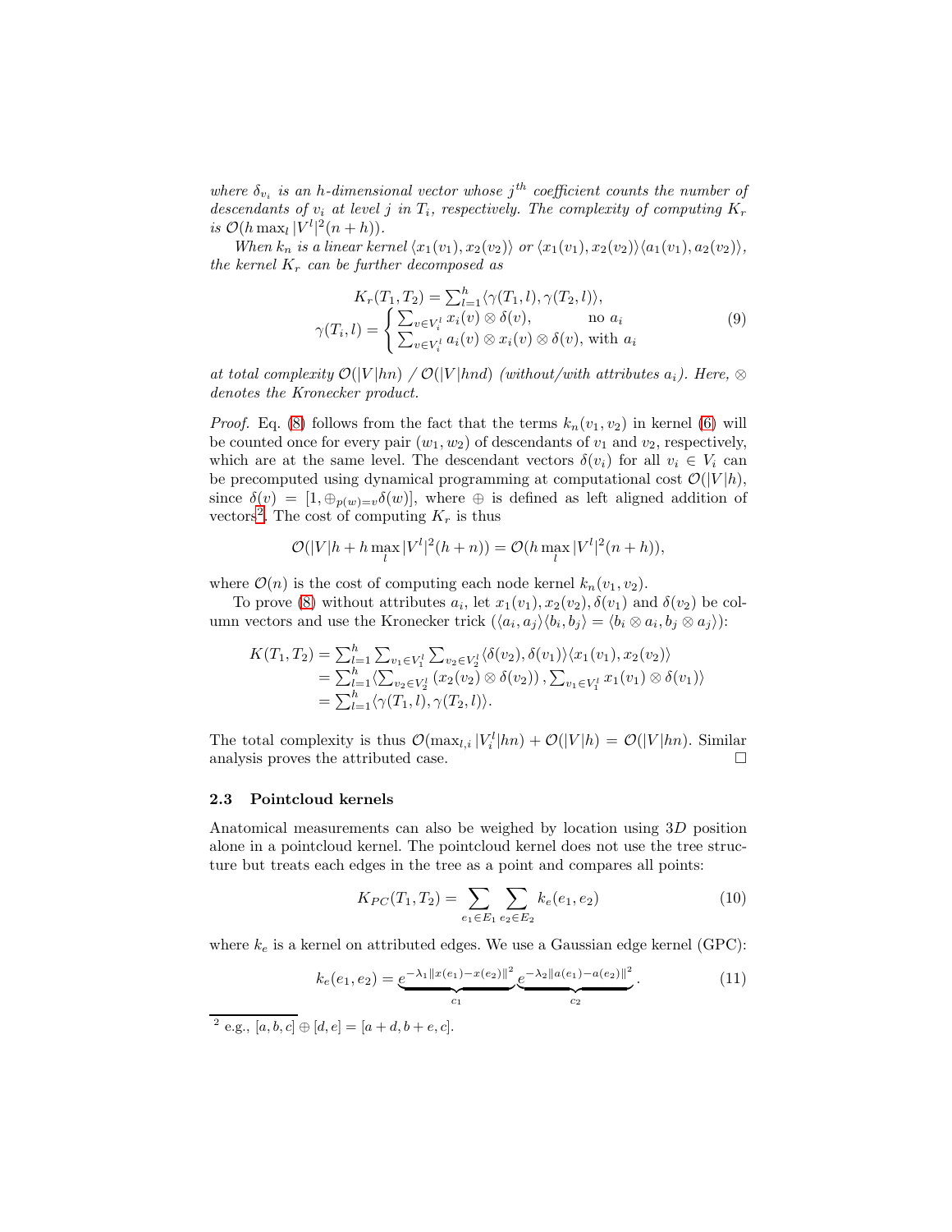*where $\delta_{v_i}$ is an $h$-dimensional vector whose $j^{th}$ coefficient counts the number of descendants of $v_i$ at level $j$ in $T_i$, respectively. The complexity of computing $K_r$ is $\mathcal{O}(h \max_l |V^l|^2(n+h))$.*

*When $k_n$ is a linear kernel $\langle x_1(v_1), x_2(v_2)\rangle$ or $\langle x_1(v_1), x_2(v_2)\rangle\langle a_1(v_1), a_2(v_2)\rangle$, the kernel $K_r$ can be further decomposed as*

$$
\begin{aligned}
K_r(T_1,T_2) &= \textstyle\sum_{l=1}^{h} \langle \gamma(T_1,l), \gamma(T_2,l)\rangle, \\
\gamma(T_i,l) &= \begin{cases} \sum_{v\in V_i^l} x_i(v)\otimes\delta(v), & \text{no } a_i \\ \sum_{v\in V_i^l} a_i(v)\otimes x_i(v)\otimes\delta(v), & \text{with } a_i \end{cases}
\end{aligned}
\tag{9}
$$

*at total complexity $\mathcal{O}(|V|hn)$ / $\mathcal{O}(|V|hnd)$ (without/with attributes $a_i$). Here, $\otimes$ denotes the Kronecker product.*

*Proof.* Eq. (8) follows from the fact that the terms $k_n(v_1,v_2)$ in kernel (6) will be counted once for every pair $(w_1,w_2)$ of descendants of $v_1$ and $v_2$, respectively, which are at the same level. The descendant vectors $\delta(v_i)$ for all $v_i \in V_i$ can be precomputed using dynamical programming at computational cost $\mathcal{O}(|V|h)$, since $\delta(v) = [1, \oplus_{p(w)=v}\delta(w)]$, where $\oplus$ is defined as left aligned addition of vectors[2]. The cost of computing $K_r$ is thus

$$
\mathcal{O}(|V|h + h \max_l |V^l|^2(h+n)) = \mathcal{O}(h \max_l |V^l|^2(n+h)),
$$

where $\mathcal{O}(n)$ is the cost of computing each node kernel $k_n(v_1,v_2)$.

To prove (8) without attributes $a_i$, let $x_1(v_1), x_2(v_2), \delta(v_1)$ and $\delta(v_2)$ be column vectors and use the Kronecker trick ($\langle a_i, a_j\rangle\langle b_i, b_j\rangle = \langle b_i\otimes a_i, b_j\otimes a_j\rangle$):

$$
\begin{aligned}
K(T_1,T_2) &= \textstyle\sum_{l=1}^{h}\sum_{v_1\in V_1^l}\sum_{v_2\in V_2^l}\langle\delta(v_2),\delta(v_1)\rangle\langle x_1(v_1), x_2(v_2)\rangle \\
&= \textstyle\sum_{l=1}^{h}\langle\sum_{v_2\in V_2^l}\left(x_2(v_2)\otimes\delta(v_2)\right), \sum_{v_1\in V_1^l} x_1(v_1)\otimes\delta(v_1)\rangle \\
&= \textstyle\sum_{l=1}^{h}\langle\gamma(T_1,l),\gamma(T_2,l)\rangle.
\end{aligned}
$$

The total complexity is thus $\mathcal{O}(\max_{l,i}|V_i^l|hn) + \mathcal{O}(|V|h) = \mathcal{O}(|V|hn)$. Similar analysis proves the attributed case. □

### 2.3 Pointcloud kernels

Anatomical measurements can also be weighed by location using $3D$ position alone in a pointcloud kernel. The pointcloud kernel does not use the tree structure but treats each edges in the tree as a point and compares all points:

$$
K_{PC}(T_1,T_2) = \sum_{e_1\in E_1}\sum_{e_2\in E_2} k_e(e_1,e_2) \tag{10}
$$

where $k_e$ is a kernel on attributed edges. We use a Gaussian edge kernel (GPC):

$$
k_e(e_1,e_2) = \underbrace{e^{-\lambda_1\|x(e_1)-x(e_2)\|^2}}_{c_1}\underbrace{e^{-\lambda_2\|a(e_1)-a(e_2)\|^2}}_{c_2}. \tag{11}
$$

[2] e.g., $[a,b,c]\oplus[d,e] = [a+d, b+e, c]$.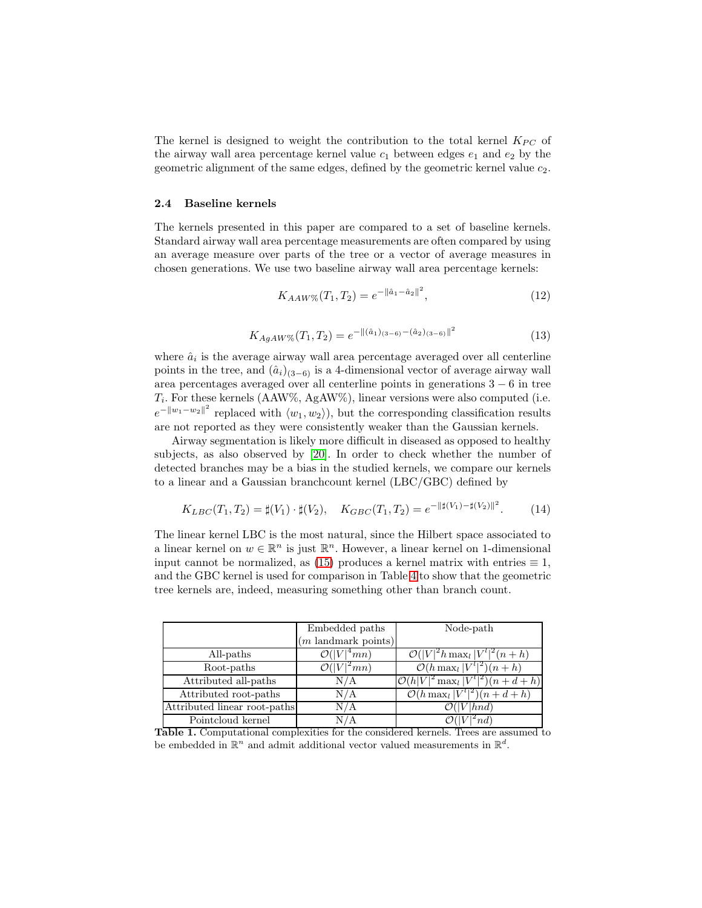The kernel is designed to weight the contribution to the total kernel $K_{PC}$ of the airway wall area percentage kernel value $c_1$ between edges $e_1$ and $e_2$ by the geometric alignment of the same edges, defined by the geometric kernel value $c_2$.

### 2.4 Baseline kernels

The kernels presented in this paper are compared to a set of baseline kernels. Standard airway wall area percentage measurements are often compared by using an average measure over parts of the tree or a vector of average measures in chosen generations. We use two baseline airway wall area percentage kernels:

$$K_{AAW\%}(T_1, T_2) = e^{-\|\hat{a}_1 - \hat{a}_2\|^2}, \tag{12}$$

$$K_{AgAW\%}(T_1, T_2) = e^{-\|(\hat{a}_1)_{(3-6)} - (\hat{a}_2)_{(3-6)}\|^2} \tag{13}$$

where $\hat{a}_i$ is the average airway wall area percentage averaged over all centerline points in the tree, and $(\hat{a}_i)_{(3-6)}$ is a 4-dimensional vector of average airway wall area percentages averaged over all centerline points in generations $3-6$ in tree $T_i$. For these kernels (AAW%, AgAW%), linear versions were also computed (i.e. $e^{-\|w_1 - w_2\|^2}$ replaced with $\langle w_1, w_2 \rangle$), but the corresponding classification results are not reported as they were consistently weaker than the Gaussian kernels.

Airway segmentation is likely more difficult in diseased as opposed to healthy subjects, as also observed by [20]. In order to check whether the number of detected branches may be a bias in the studied kernels, we compare our kernels to a linear and a Gaussian branchcount kernel (LBC/GBC) defined by

$$K_{LBC}(T_1, T_2) = \sharp(V_1) \cdot \sharp(V_2), \quad K_{GBC}(T_1, T_2) = e^{-\|\sharp(V_1) - \sharp(V_2)\|^2}. \tag{14}$$

The linear kernel LBC is the most natural, since the Hilbert space associated to a linear kernel on $w \in \mathbb{R}^n$ is just $\mathbb{R}^n$. However, a linear kernel on 1-dimensional input cannot be normalized, as (15) produces a kernel matrix with entries $\equiv 1$, and the GBC kernel is used for comparison in Table 4 to show that the geometric tree kernels are, indeed, measuring something other than branch count.

| | Embedded paths ($m$ landmark points) | Node-path |
|---|---|---|
| All-paths | $\mathcal{O}(\|V\|^4 mn)$ | $\mathcal{O}(\|V\|^2 h \max_l \|V^l\|^2 (n+h)$ |
| Root-paths | $\mathcal{O}(\|V\|^2 mn)$ | $\mathcal{O}(h \max_l \|V^l\|^2)(n+h)$ |
| Attributed all-paths | N/A | $\mathcal{O}(h\|V\|^2 \max_l \|V^l\|^2)(n+d+h)$ |
| Attributed root-paths | N/A | $\mathcal{O}(h \max_l \|V^l\|^2)(n+d+h)$ |
| Attributed linear root-paths | N/A | $\mathcal{O}(\|V\|hnd)$ |
| Pointcloud kernel | N/A | $\mathcal{O}(\|V\|^2 nd)$ |

**Table 1.** Computational complexities for the considered kernels. Trees are assumed to be embedded in $\mathbb{R}^n$ and admit additional vector valued measurements in $\mathbb{R}^d$.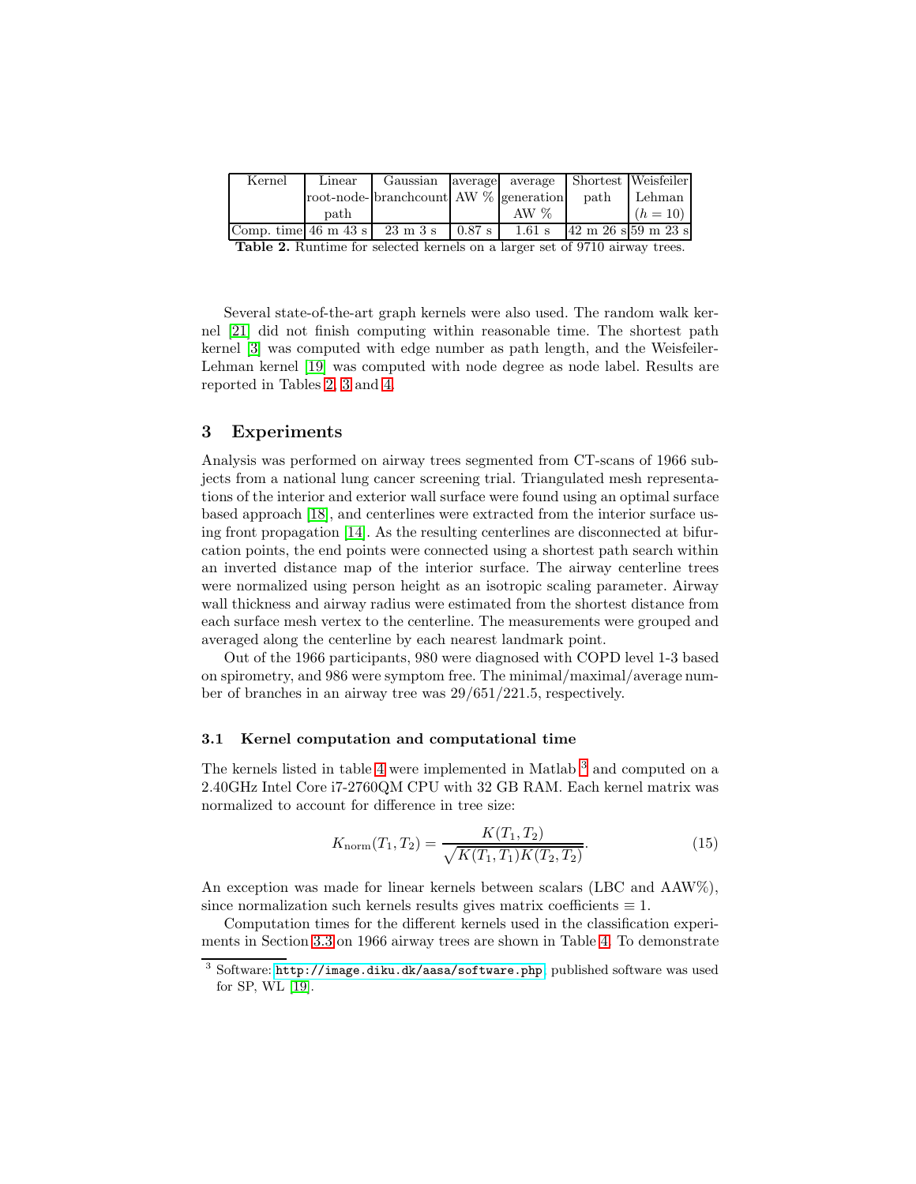| Kernel | Linear root-node-path | Gaussian branchcount | average AW % | average generation AW % | Shortest path | Weisfeiler Lehman ($h = 10$) |
|---|---|---|---|---|---|---|
| Comp. time | 46 m 43 s | 23 m 3 s | 0.87 s | 1.61 s | 42 m 26 s | 59 m 23 s |

**Table 2.** Runtime for selected kernels on a larger set of 9710 airway trees.

Several state-of-the-art graph kernels were also used. The random walk kernel [21] did not finish computing within reasonable time. The shortest path kernel [3] was computed with edge number as path length, and the Weisfeiler-Lehman kernel [19] was computed with node degree as node label. Results are reported in Tables 2, 3 and 4.

## 3 Experiments

Analysis was performed on airway trees segmented from CT-scans of 1966 subjects from a national lung cancer screening trial. Triangulated mesh representations of the interior and exterior wall surface were found using an optimal surface based approach [18], and centerlines were extracted from the interior surface using front propagation [14]. As the resulting centerlines are disconnected at bifurcation points, the end points were connected using a shortest path search within an inverted distance map of the interior surface. The airway centerline trees were normalized using person height as an isotropic scaling parameter. Airway wall thickness and airway radius were estimated from the shortest distance from each surface mesh vertex to the centerline. The measurements were grouped and averaged along the centerline by each nearest landmark point.

Out of the 1966 participants, 980 were diagnosed with COPD level 1-3 based on spirometry, and 986 were symptom free. The minimal/maximal/average number of branches in an airway tree was 29/651/221.5, respectively.

### 3.1 Kernel computation and computational time

The kernels listed in table 4 were implemented in Matlab [3] and computed on a 2.40GHz Intel Core i7-2760QM CPU with 32 GB RAM. Each kernel matrix was normalized to account for difference in tree size:

$$K_{\text{norm}}(T_1, T_2) = \frac{K(T_1, T_2)}{\sqrt{K(T_1, T_1)K(T_2, T_2)}}. \tag{15}$$

An exception was made for linear kernels between scalars (LBC and AAW%), since normalization such kernels results gives matrix coefficients $\equiv 1$.

Computation times for the different kernels used in the classification experiments in Section 3.3 on 1966 airway trees are shown in Table 4. To demonstrate

[3] Software: http://image.diku.dk/aasa/software.php, published software was used for SP, WL [19].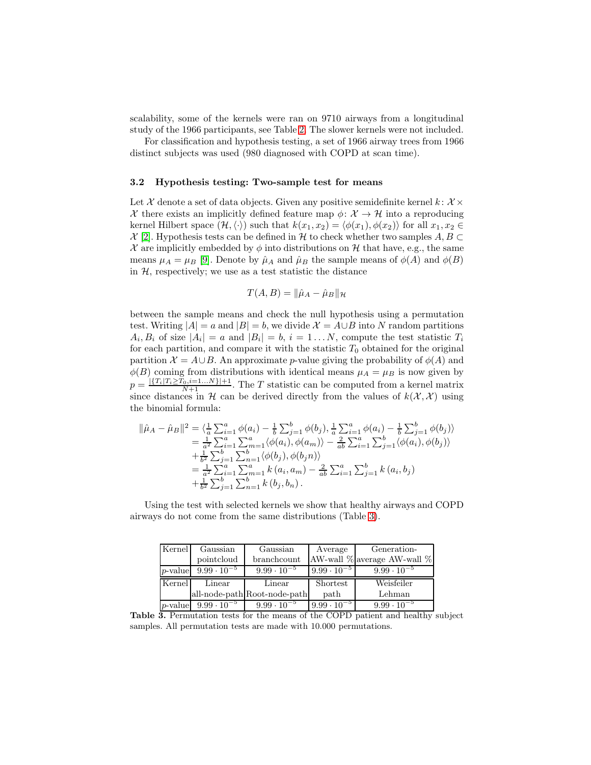scalability, some of the kernels were ran on 9710 airways from a longitudinal study of the 1966 participants, see Table 2. The slower kernels were not included.

For classification and hypothesis testing, a set of 1966 airway trees from 1966 distinct subjects was used (980 diagnosed with COPD at scan time).

### 3.2 Hypothesis testing: Two-sample test for means

Let $\mathcal{X}$ denote a set of data objects. Given any positive semidefinite kernel $k\colon \mathcal{X} \times \mathcal{X}$ there exists an implicitly defined feature map $\phi\colon \mathcal{X} \to \mathcal{H}$ into a reproducing kernel Hilbert space $(\mathcal{H}, \langle\cdot\rangle)$ such that $k(x_1, x_2) = \langle \phi(x_1), \phi(x_2) \rangle$ for all $x_1, x_2 \in \mathcal{X}$ [2]. Hypothesis tests can be defined in $\mathcal{H}$ to check whether two samples $A, B \subset \mathcal{X}$ are implicitly embedded by $\phi$ into distributions on $\mathcal{H}$ that have, e.g., the same means $\mu_A = \mu_B$ [9]. Denote by $\hat{\mu}_A$ and $\hat{\mu}_B$ the sample means of $\phi(A)$ and $\phi(B)$ in $\mathcal{H}$, respectively; we use as a test statistic the distance

$$T(A, B) = \|\hat{\mu}_A - \hat{\mu}_B\|_{\mathcal{H}}$$

between the sample means and check the null hypothesis using a permutation test. Writing $|A| = a$ and $|B| = b$, we divide $\mathcal{X} = A \cup B$ into $N$ random partitions $A_i, B_i$ of size $|A_i| = a$ and $|B_i| = b$, $i = 1 \dots N$, compute the test statistic $T_i$ for each partition, and compare it with the statistic $T_0$ obtained for the original partition $\mathcal{X} = A \cup B$. An approximate $p$-value giving the probability of $\phi(A)$ and $\phi(B)$ coming from distributions with identical means $\mu_A = \mu_B$ is now given by $p = \frac{|\{T_i | T_i \geq T_0, i=1\dots N\}|+1}{N+1}$. The $T$ statistic can be computed from a kernel matrix since distances in $\mathcal{H}$ can be derived directly from the values of $k(\mathcal{X}, \mathcal{X})$ using the binomial formula:

$$\begin{aligned}
\|\hat{\mu}_A - \hat{\mu}_B\|^2 &= \langle \tfrac{1}{a}\textstyle\sum_{i=1}^{a} \phi(a_i) - \tfrac{1}{b}\sum_{j=1}^{b} \phi(b_j), \tfrac{1}{a}\sum_{i=1}^{a} \phi(a_i) - \tfrac{1}{b}\sum_{j=1}^{b} \phi(b_j) \rangle \\
&= \tfrac{1}{a^2}\textstyle\sum_{i=1}^{a}\sum_{m=1}^{a} \langle \phi(a_i), \phi(a_m) \rangle - \tfrac{2}{ab}\sum_{i=1}^{a}\sum_{j=1}^{b} \langle \phi(a_i), \phi(b_j) \rangle \\
&+ \tfrac{1}{b^2}\textstyle\sum_{j=1}^{b}\sum_{n=1}^{b} \langle \phi(b_j), \phi(b_j n) \rangle \\
&= \tfrac{1}{a^2}\textstyle\sum_{i=1}^{a}\sum_{m=1}^{a} k\left(a_i, a_m\right) - \tfrac{2}{ab}\sum_{i=1}^{a}\sum_{j=1}^{b} k\left(a_i, b_j\right) \\
&+ \tfrac{1}{b^2}\textstyle\sum_{j=1}^{b}\sum_{n=1}^{b} k\left(b_j, b_n\right).
\end{aligned}$$

Using the test with selected kernels we show that healthy airways and COPD airways do not come from the same distributions (Table 3).

| Kernel | Gaussian pointcloud | Gaussian branchcount | Average AW-wall % | Generation-average AW-wall % |
|---|---|---|---|---|
| $p$-value | $9.99 \cdot 10^{-5}$ | $9.99 \cdot 10^{-5}$ | $9.99 \cdot 10^{-5}$ | $9.99 \cdot 10^{-5}$ |
| **Kernel** | **Linear all-node-path** | **Linear Root-node-path** | **Shortest path** | **Weisfeiler Lehman** |
| $p$-value | $9.99 \cdot 10^{-5}$ | $9.99 \cdot 10^{-5}$ | $9.99 \cdot 10^{-5}$ | $9.99 \cdot 10^{-5}$ |

**Table 3.** Permutation tests for the means of the COPD patient and healthy subject samples. All permutation tests are made with 10.000 permutations.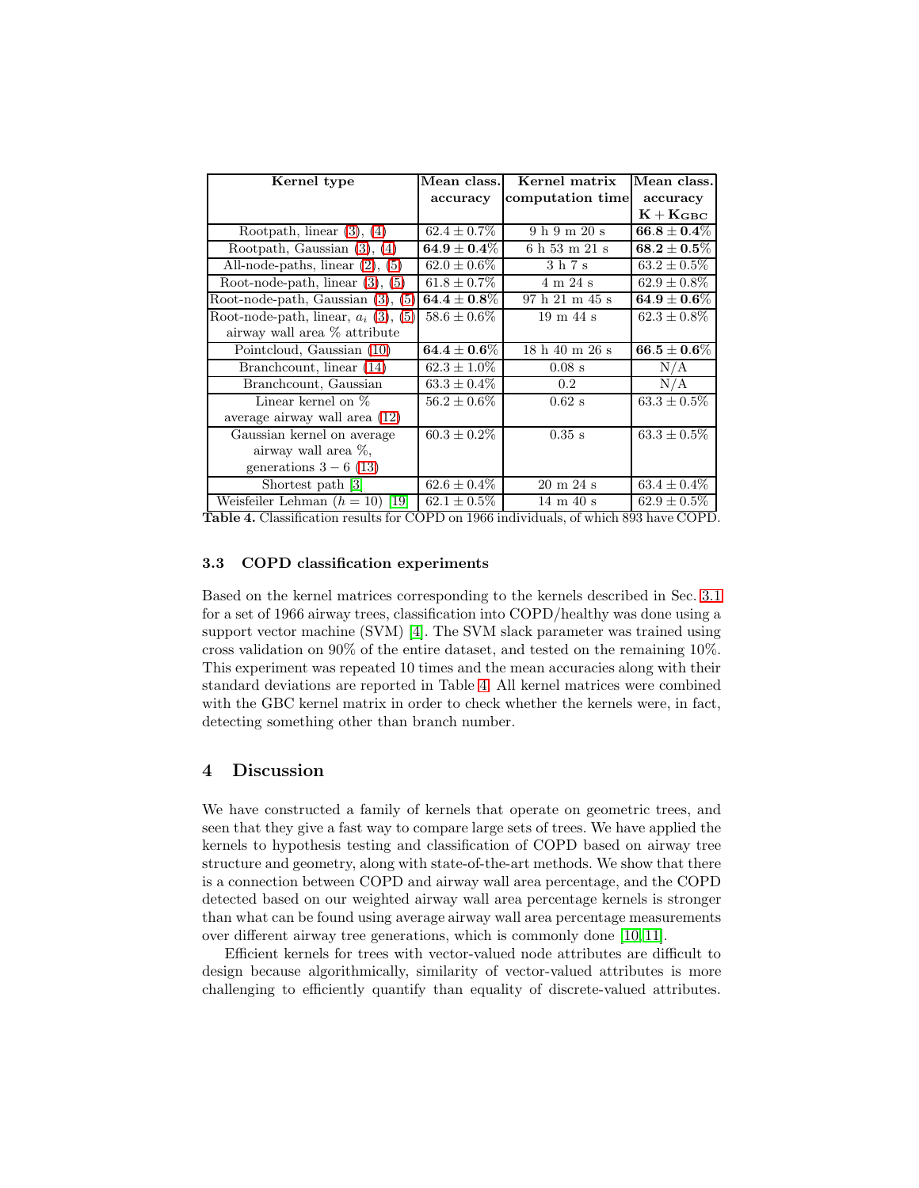| Kernel type | Mean class. accuracy | Kernel matrix computation time | Mean class. accuracy $\mathbf{K}+\mathbf{K}_{\mathbf{GBC}}$ |
|---|---|---|---|
| Rootpath, linear (3), (4) | $62.4 \pm 0.7\%$ | 9 h 9 m 20 s | $\mathbf{66.8 \pm 0.4}\%$ |
| Rootpath, Gaussian (3), (4) | $\mathbf{64.9 \pm 0.4}\%$ | 6 h 53 m 21 s | $\mathbf{68.2 \pm 0.5}\%$ |
| All-node-paths, linear (2), (5) | $62.0 \pm 0.6\%$ | 3 h 7 s | $63.2 \pm 0.5\%$ |
| Root-node-path, linear (3), (5) | $61.8 \pm 0.7\%$ | 4 m 24 s | $62.9 \pm 0.8\%$ |
| Root-node-path, Gaussian (3), (5) | $\mathbf{64.4 \pm 0.8}\%$ | 97 h 21 m 45 s | $\mathbf{64.9 \pm 0.6}\%$ |
| Root-node-path, linear, $a_i$ (3), (5) airway wall area % attribute | $58.6 \pm 0.6\%$ | 19 m 44 s | $62.3 \pm 0.8\%$ |
| Pointcloud, Gaussian (10) | $\mathbf{64.4 \pm 0.6}\%$ | 18 h 40 m 26 s | $\mathbf{66.5 \pm 0.6}\%$ |
| Branchcount, linear (14) | $62.3 \pm 1.0\%$ | 0.08 s | N/A |
| Branchcount, Gaussian | $63.3 \pm 0.4\%$ | 0.2 | N/A |
| Linear kernel on % average airway wall area (12) | $56.2 \pm 0.6\%$ | 0.62 s | $63.3 \pm 0.5\%$ |
| Gaussian kernel on average airway wall area %, generations $3-6$ (13) | $60.3 \pm 0.2\%$ | 0.35 s | $63.3 \pm 0.5\%$ |
| Shortest path [3] | $62.6 \pm 0.4\%$ | 20 m 24 s | $63.4 \pm 0.4\%$ |
| Weisfeiler Lehman ($h = 10$) [19] | $62.1 \pm 0.5\%$ | 14 m 40 s | $62.9 \pm 0.5\%$ |

**Table 4.** Classification results for COPD on 1966 individuals, of which 893 have COPD.

### 3.3 COPD classification experiments

Based on the kernel matrices corresponding to the kernels described in Sec. 3.1 for a set of 1966 airway trees, classification into COPD/healthy was done using a support vector machine (SVM) [4]. The SVM slack parameter was trained using cross validation on 90% of the entire dataset, and tested on the remaining 10%. This experiment was repeated 10 times and the mean accuracies along with their standard deviations are reported in Table 4. All kernel matrices were combined with the GBC kernel matrix in order to check whether the kernels were, in fact, detecting something other than branch number.

## 4 Discussion

We have constructed a family of kernels that operate on geometric trees, and seen that they give a fast way to compare large sets of trees. We have applied the kernels to hypothesis testing and classification of COPD based on airway tree structure and geometry, along with state-of-the-art methods. We show that there is a connection between COPD and airway wall area percentage, and the COPD detected based on our weighted airway wall area percentage kernels is stronger than what can be found using average airway wall area percentage measurements over different airway tree generations, which is commonly done [10,11].

Efficient kernels for trees with vector-valued node attributes are difficult to design because algorithmically, similarity of vector-valued attributes is more challenging to efficiently quantify than equality of discrete-valued attributes.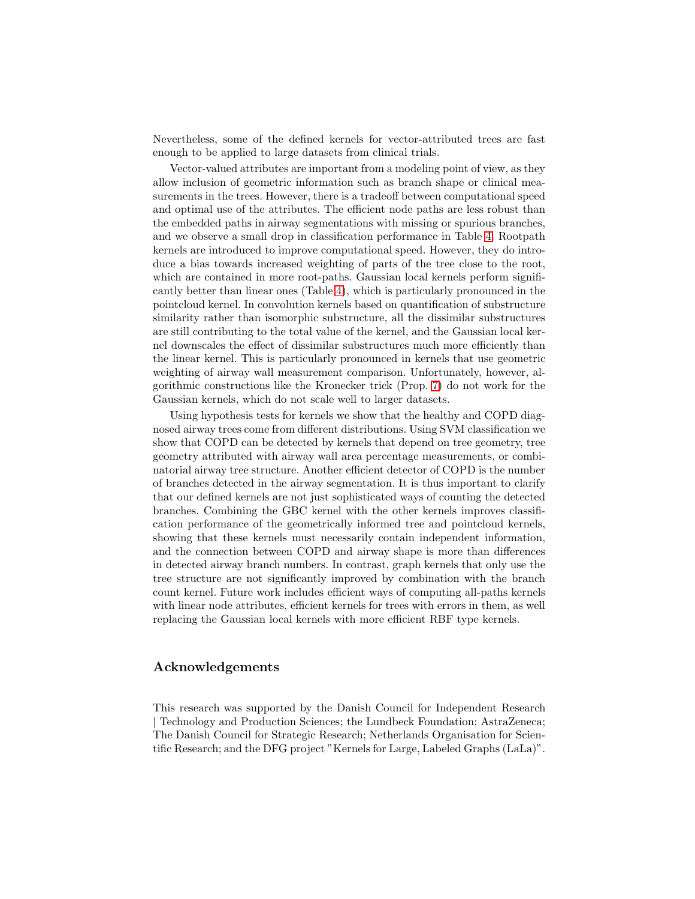Nevertheless, some of the defined kernels for vector-attributed trees are fast enough to be applied to large datasets from clinical trials.

Vector-valued attributes are important from a modeling point of view, as they allow inclusion of geometric information such as branch shape or clinical measurements in the trees. However, there is a tradeoff between computational speed and optimal use of the attributes. The efficient node paths are less robust than the embedded paths in airway segmentations with missing or spurious branches, and we observe a small drop in classification performance in Table 4. Rootpath kernels are introduced to improve computational speed. However, they do introduce a bias towards increased weighting of parts of the tree close to the root, which are contained in more root-paths. Gaussian local kernels perform significantly better than linear ones (Table 4), which is particularly pronounced in the pointcloud kernel. In convolution kernels based on quantification of substructure similarity rather than isomorphic substructure, all the dissimilar substructures are still contributing to the total value of the kernel, and the Gaussian local kernel downscales the effect of dissimilar substructures much more efficiently than the linear kernel. This is particularly pronounced in kernels that use geometric weighting of airway wall measurement comparison. Unfortunately, however, algorithmic constructions like the Kronecker trick (Prop. 7) do not work for the Gaussian kernels, which do not scale well to larger datasets.

Using hypothesis tests for kernels we show that the healthy and COPD diagnosed airway trees come from different distributions. Using SVM classification we show that COPD can be detected by kernels that depend on tree geometry, tree geometry attributed with airway wall area percentage measurements, or combinatorial airway tree structure. Another efficient detector of COPD is the number of branches detected in the airway segmentation. It is thus important to clarify that our defined kernels are not just sophisticated ways of counting the detected branches. Combining the GBC kernel with the other kernels improves classification performance of the geometrically informed tree and pointcloud kernels, showing that these kernels must necessarily contain independent information, and the connection between COPD and airway shape is more than differences in detected airway branch numbers. In contrast, graph kernels that only use the tree structure are not significantly improved by combination with the branch count kernel. Future work includes efficient ways of computing all-paths kernels with linear node attributes, efficient kernels for trees with errors in them, as well replacing the Gaussian local kernels with more efficient RBF type kernels.

## Acknowledgements

This research was supported by the Danish Council for Independent Research | Technology and Production Sciences; the Lundbeck Foundation; AstraZeneca; The Danish Council for Strategic Research; Netherlands Organisation for Scientific Research; and the DFG project "Kernels for Large, Labeled Graphs (LaLa)".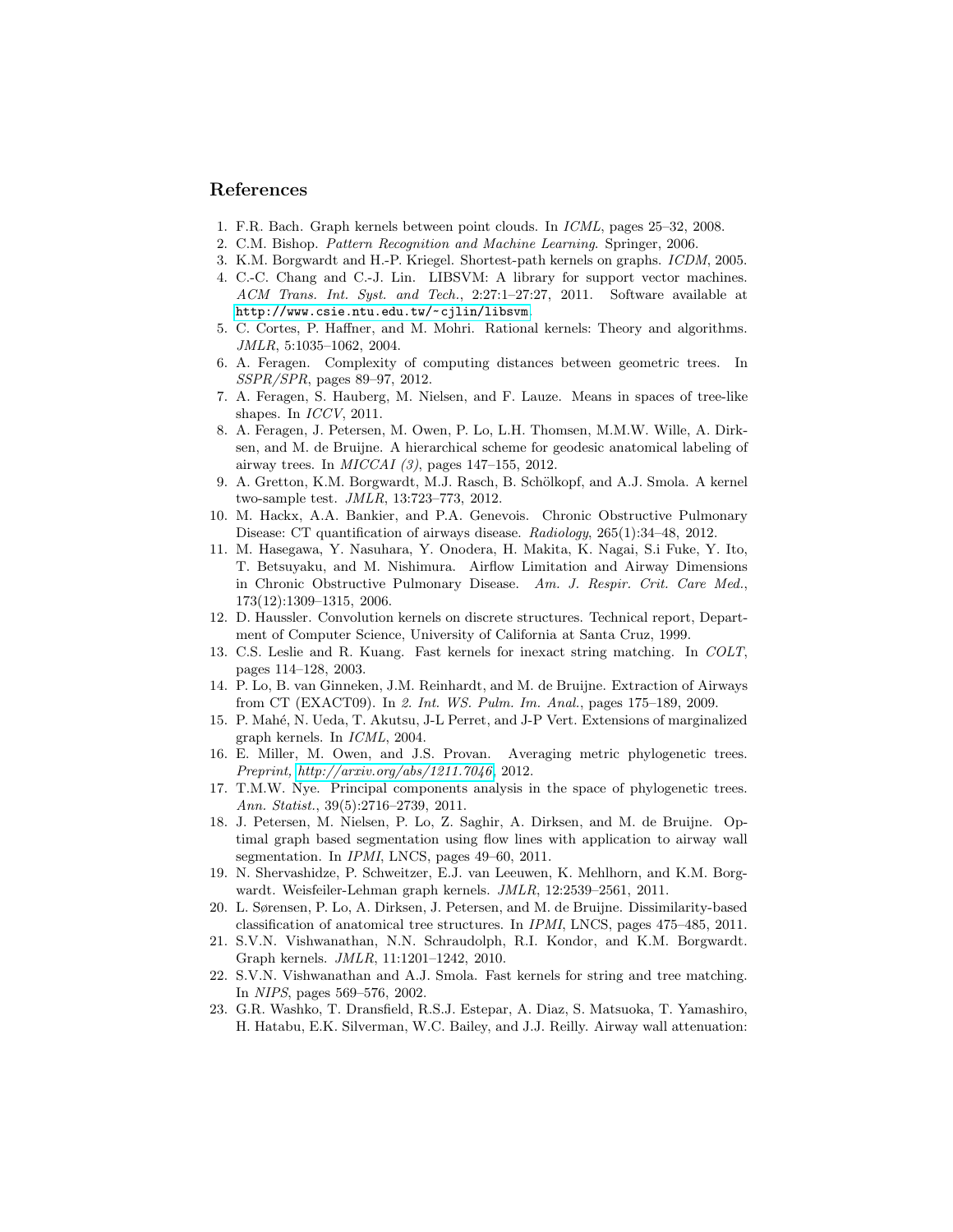## References

1. F.R. Bach. Graph kernels between point clouds. In *ICML*, pages 25–32, 2008.
2. C.M. Bishop. *Pattern Recognition and Machine Learning*. Springer, 2006.
3. K.M. Borgwardt and H.-P. Kriegel. Shortest-path kernels on graphs. *ICDM*, 2005.
4. C.-C. Chang and C.-J. Lin. LIBSVM: A library for support vector machines. *ACM Trans. Int. Syst. and Tech.*, 2:27:1–27:27, 2011. Software available at http://www.csie.ntu.edu.tw/~cjlin/libsvm.
5. C. Cortes, P. Haffner, and M. Mohri. Rational kernels: Theory and algorithms. *JMLR*, 5:1035–1062, 2004.
6. A. Feragen. Complexity of computing distances between geometric trees. In *SSPR/SPR*, pages 89–97, 2012.
7. A. Feragen, S. Hauberg, M. Nielsen, and F. Lauze. Means in spaces of tree-like shapes. In *ICCV*, 2011.
8. A. Feragen, J. Petersen, M. Owen, P. Lo, L.H. Thomsen, M.M.W. Wille, A. Dirksen, and M. de Bruijne. A hierarchical scheme for geodesic anatomical labeling of airway trees. In *MICCAI (3)*, pages 147–155, 2012.
9. A. Gretton, K.M. Borgwardt, M.J. Rasch, B. Schölkopf, and A.J. Smola. A kernel two-sample test. *JMLR*, 13:723–773, 2012.
10. M. Hackx, A.A. Bankier, and P.A. Genevois. Chronic Obstructive Pulmonary Disease: CT quantification of airways disease. *Radiology*, 265(1):34–48, 2012.
11. M. Hasegawa, Y. Nasuhara, Y. Onodera, H. Makita, K. Nagai, S.i Fuke, Y. Ito, T. Betsuyaku, and M. Nishimura. Airflow Limitation and Airway Dimensions in Chronic Obstructive Pulmonary Disease. *Am. J. Respir. Crit. Care Med.*, 173(12):1309–1315, 2006.
12. D. Haussler. Convolution kernels on discrete structures. Technical report, Department of Computer Science, University of California at Santa Cruz, 1999.
13. C.S. Leslie and R. Kuang. Fast kernels for inexact string matching. In *COLT*, pages 114–128, 2003.
14. P. Lo, B. van Ginneken, J.M. Reinhardt, and M. de Bruijne. Extraction of Airways from CT (EXACT09). In *2. Int. WS. Pulm. Im. Anal.*, pages 175–189, 2009.
15. P. Mahé, N. Ueda, T. Akutsu, J-L Perret, and J-P Vert. Extensions of marginalized graph kernels. In *ICML*, 2004.
16. E. Miller, M. Owen, and J.S. Provan. Averaging metric phylogenetic trees. *Preprint, http://arxiv.org/abs/1211.7046*, 2012.
17. T.M.W. Nye. Principal components analysis in the space of phylogenetic trees. *Ann. Statist.*, 39(5):2716–2739, 2011.
18. J. Petersen, M. Nielsen, P. Lo, Z. Saghir, A. Dirksen, and M. de Bruijne. Optimal graph based segmentation using flow lines with application to airway wall segmentation. In *IPMI*, LNCS, pages 49–60, 2011.
19. N. Shervashidze, P. Schweitzer, E.J. van Leeuwen, K. Mehlhorn, and K.M. Borgwardt. Weisfeiler-Lehman graph kernels. *JMLR*, 12:2539–2561, 2011.
20. L. Sørensen, P. Lo, A. Dirksen, J. Petersen, and M. de Bruijne. Dissimilarity-based classification of anatomical tree structures. In *IPMI*, LNCS, pages 475–485, 2011.
21. S.V.N. Vishwanathan, N.N. Schraudolph, R.I. Kondor, and K.M. Borgwardt. Graph kernels. *JMLR*, 11:1201–1242, 2010.
22. S.V.N. Vishwanathan and A.J. Smola. Fast kernels for string and tree matching. In *NIPS*, pages 569–576, 2002.
23. G.R. Washko, T. Dransfield, R.S.J. Estepar, A. Diaz, S. Matsuoka, T. Yamashiro, H. Hatabu, E.K. Silverman, W.C. Bailey, and J.J. Reilly. Airway wall attenuation: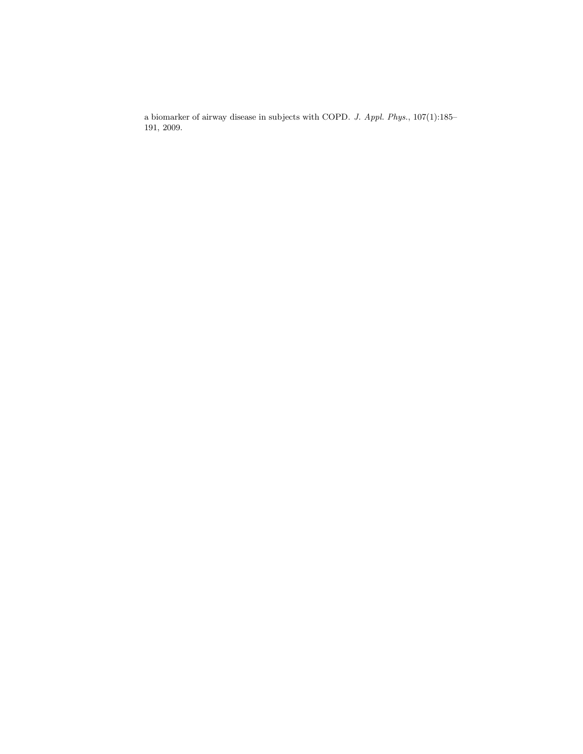a biomarker of airway disease in subjects with COPD. *J. Appl. Phys.*, 107(1):185–191, 2009.